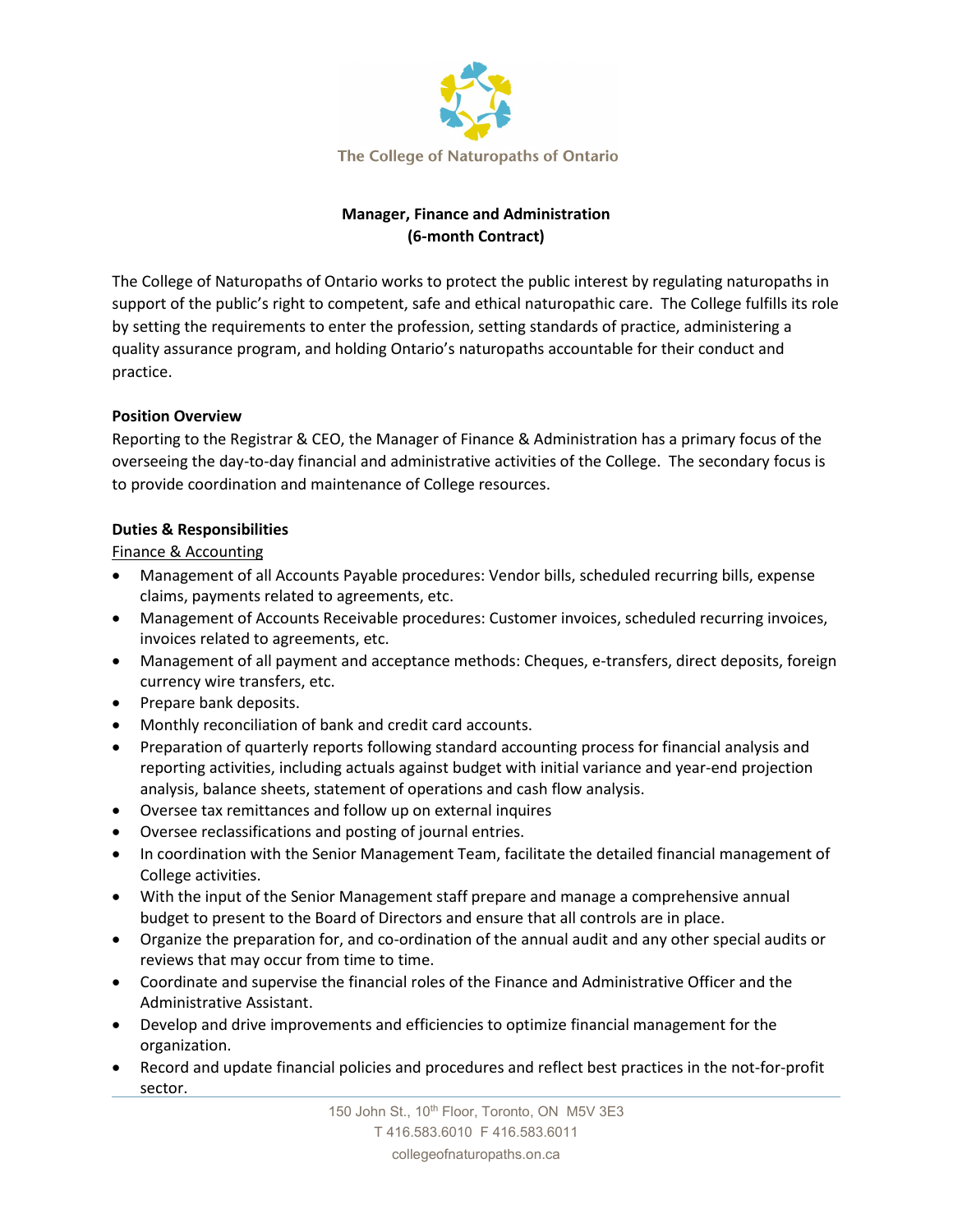The College of Naturopaths of Ontario

**Manager, Finance and Administration**
**(6-month Contract)**

The College of Naturopaths of Ontario works to protect the public interest by regulating naturopaths in support of the public's right to competent, safe and ethical naturopathic care. The College fulfills its role by setting the requirements to enter the profession, setting standards of practice, administering a quality assurance program, and holding Ontario's naturopaths accountable for their conduct and practice.

**Position Overview**

Reporting to the Registrar & CEO, the Manager of Finance & Administration has a primary focus of the overseeing the day-to-day financial and administrative activities of the College. The secondary focus is to provide coordination and maintenance of College resources.

**Duties & Responsibilities**

<u>Finance & Accounting</u>

- Management of all Accounts Payable procedures: Vendor bills, scheduled recurring bills, expense claims, payments related to agreements, etc.
- Management of Accounts Receivable procedures: Customer invoices, scheduled recurring invoices, invoices related to agreements, etc.
- Management of all payment and acceptance methods: Cheques, e-transfers, direct deposits, foreign currency wire transfers, etc.
- Prepare bank deposits.
- Monthly reconciliation of bank and credit card accounts.
- Preparation of quarterly reports following standard accounting process for financial analysis and reporting activities, including actuals against budget with initial variance and year-end projection analysis, balance sheets, statement of operations and cash flow analysis.
- Oversee tax remittances and follow up on external inquires
- Oversee reclassifications and posting of journal entries.
- In coordination with the Senior Management Team, facilitate the detailed financial management of College activities.
- With the input of the Senior Management staff prepare and manage a comprehensive annual budget to present to the Board of Directors and ensure that all controls are in place.
- Organize the preparation for, and co-ordination of the annual audit and any other special audits or reviews that may occur from time to time.
- Coordinate and supervise the financial roles of the Finance and Administrative Officer and the Administrative Assistant.
- Develop and drive improvements and efficiencies to optimize financial management for the organization.
- Record and update financial policies and procedures and reflect best practices in the not-for-profit sector.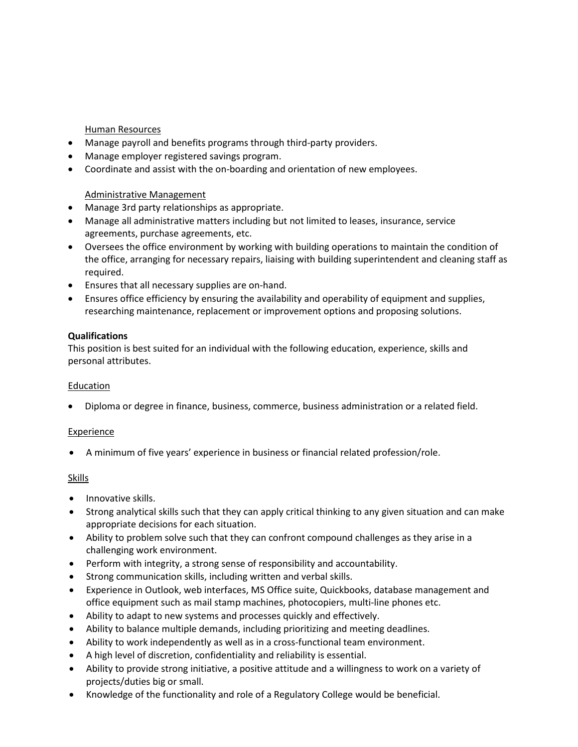Human Resources

- Manage payroll and benefits programs through third-party providers.
- Manage employer registered savings program.
- Coordinate and assist with the on-boarding and orientation of new employees.

Administrative Management

- Manage 3rd party relationships as appropriate.
- Manage all administrative matters including but not limited to leases, insurance, service agreements, purchase agreements, etc.
- Oversees the office environment by working with building operations to maintain the condition of the office, arranging for necessary repairs, liaising with building superintendent and cleaning staff as required.
- Ensures that all necessary supplies are on-hand.
- Ensures office efficiency by ensuring the availability and operability of equipment and supplies, researching maintenance, replacement or improvement options and proposing solutions.

**Qualifications**

This position is best suited for an individual with the following education, experience, skills and personal attributes.

Education

- Diploma or degree in finance, business, commerce, business administration or a related field.

Experience

- A minimum of five years' experience in business or financial related profession/role.

Skills

- Innovative skills.
- Strong analytical skills such that they can apply critical thinking to any given situation and can make appropriate decisions for each situation.
- Ability to problem solve such that they can confront compound challenges as they arise in a challenging work environment.
- Perform with integrity, a strong sense of responsibility and accountability.
- Strong communication skills, including written and verbal skills.
- Experience in Outlook, web interfaces, MS Office suite, Quickbooks, database management and office equipment such as mail stamp machines, photocopiers, multi-line phones etc.
- Ability to adapt to new systems and processes quickly and effectively.
- Ability to balance multiple demands, including prioritizing and meeting deadlines.
- Ability to work independently as well as in a cross-functional team environment.
- A high level of discretion, confidentiality and reliability is essential.
- Ability to provide strong initiative, a positive attitude and a willingness to work on a variety of projects/duties big or small.
- Knowledge of the functionality and role of a Regulatory College would be beneficial.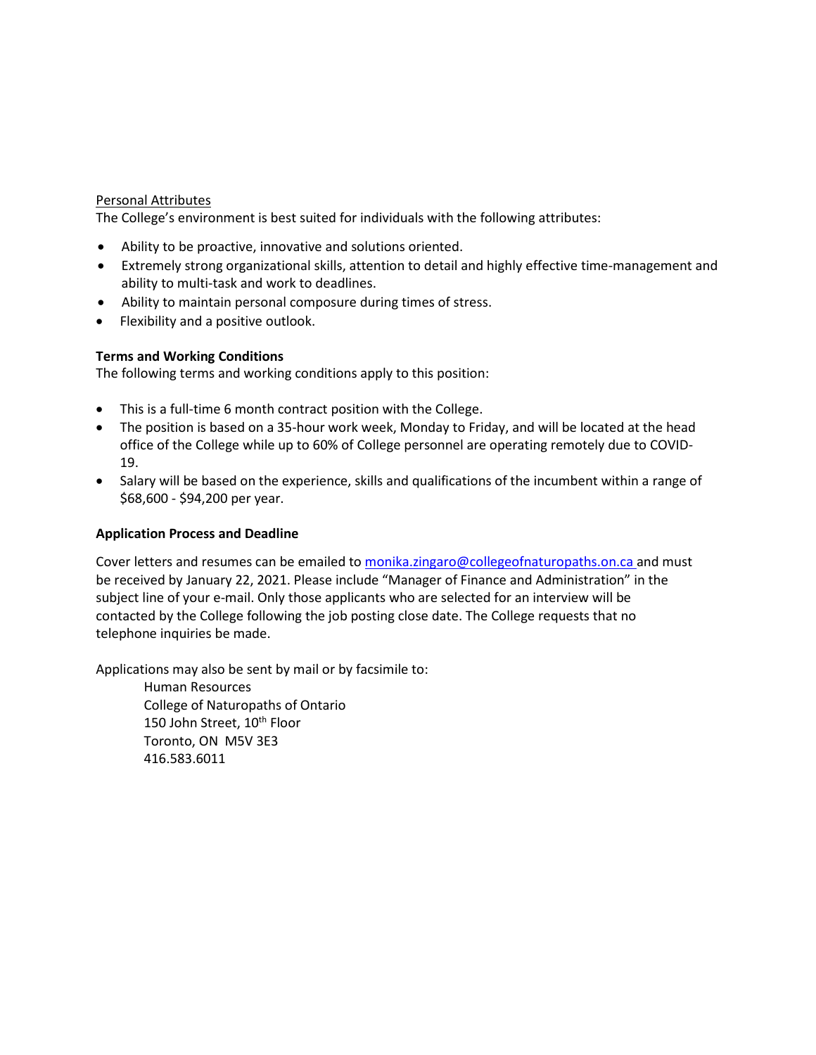Personal Attributes

The College's environment is best suited for individuals with the following attributes:

- Ability to be proactive, innovative and solutions oriented.
- Extremely strong organizational skills, attention to detail and highly effective time-management and ability to multi-task and work to deadlines.
- Ability to maintain personal composure during times of stress.
- Flexibility and a positive outlook.

**Terms and Working Conditions**

The following terms and working conditions apply to this position:

- This is a full-time 6 month contract position with the College.
- The position is based on a 35-hour work week, Monday to Friday, and will be located at the head office of the College while up to 60% of College personnel are operating remotely due to COVID-19.
- Salary will be based on the experience, skills and qualifications of the incumbent within a range of $68,600 - $94,200 per year.

**Application Process and Deadline**

Cover letters and resumes can be emailed to [monika.zingaro@collegeofnaturopaths.on.ca](mailto:monika.zingaro@collegeofnaturopaths.on.ca) and must be received by January 22, 2021. Please include "Manager of Finance and Administration" in the subject line of your e-mail. Only those applicants who are selected for an interview will be contacted by the College following the job posting close date. The College requests that no telephone inquiries be made.

Applications may also be sent by mail or by facsimile to:

Human Resources  
College of Naturopaths of Ontario  
150 John Street, 10th Floor  
Toronto, ON M5V 3E3  
416.583.6011